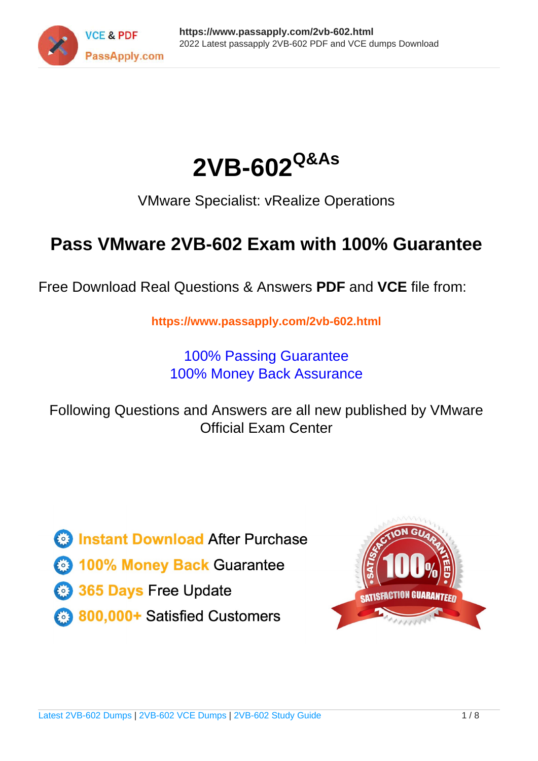# 2VB-602$^{Q\&As}$

VMware Specialist: vRealize Operations

## Pass VMware 2VB-602 Exam with 100% Guarantee

Free Download Real Questions & Answers **PDF** and **VCE** file from:

**https://www.passapply.com/2vb-602.html**

100% Passing Guarantee
100% Money Back Assurance

Following Questions and Answers are all new published by VMware Official Exam Center

- Instant Download After Purchase
- 100% Money Back Guarantee
- 365 Days Free Update
- 800,000+ Satisfied Customers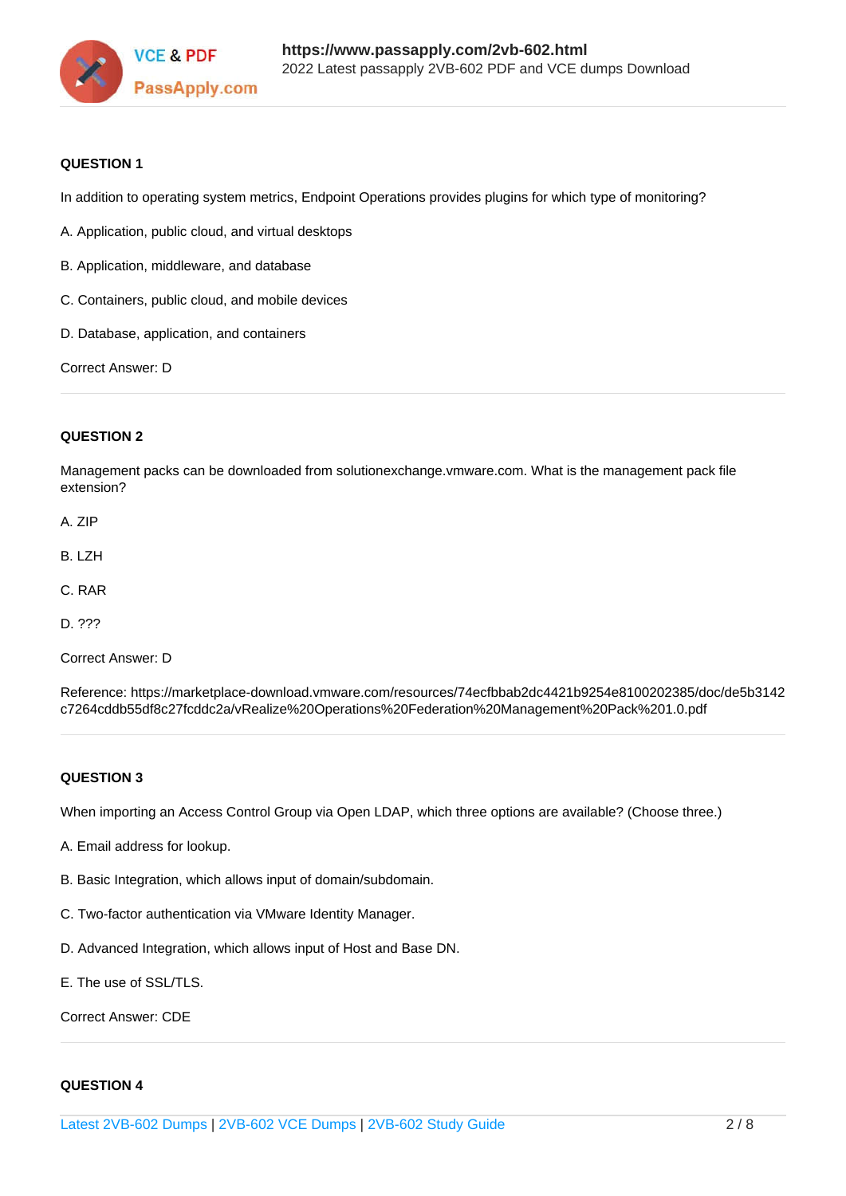**QUESTION 1**

In addition to operating system metrics, Endpoint Operations provides plugins for which type of monitoring?

A. Application, public cloud, and virtual desktops

B. Application, middleware, and database

C. Containers, public cloud, and mobile devices

D. Database, application, and containers

Correct Answer: D

---

**QUESTION 2**

Management packs can be downloaded from solutionexchange.vmware.com. What is the management pack file extension?

A. ZIP

B. LZH

C. RAR

D. ???

Correct Answer: D

Reference: https://marketplace-download.vmware.com/resources/74ecfbbab2dc4421b9254e8100202385/doc/de5b3142c7264cddb55df8c27fcddc2a/vRealize%20Operations%20Federation%20Management%20Pack%201.0.pdf

---

**QUESTION 3**

When importing an Access Control Group via Open LDAP, which three options are available? (Choose three.)

A. Email address for lookup.

B. Basic Integration, which allows input of domain/subdomain.

C. Two-factor authentication via VMware Identity Manager.

D. Advanced Integration, which allows input of Host and Base DN.

E. The use of SSL/TLS.

Correct Answer: CDE

---

**QUESTION 4**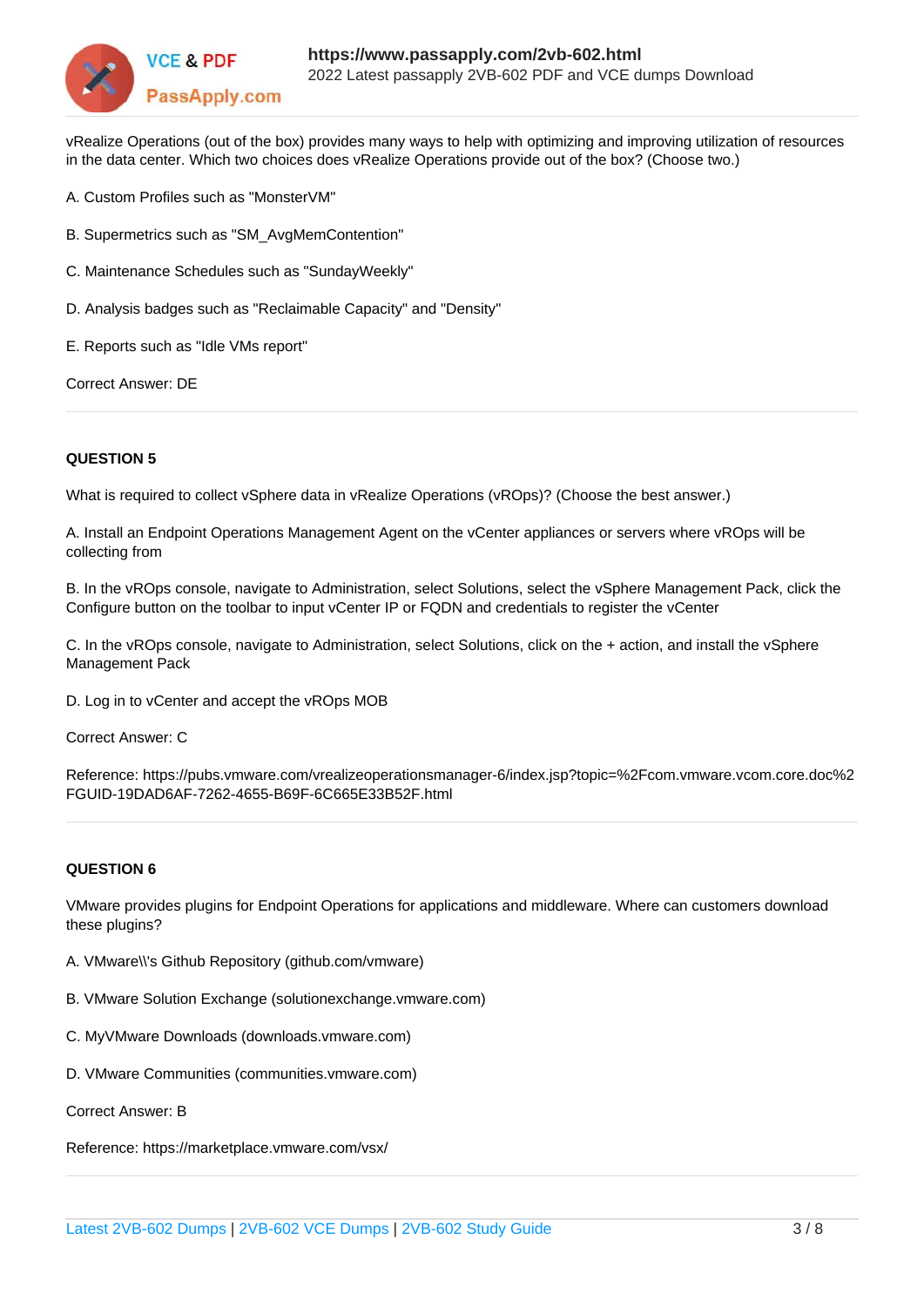vRealize Operations (out of the box) provides many ways to help with optimizing and improving utilization of resources in the data center. Which two choices does vRealize Operations provide out of the box? (Choose two.)

A. Custom Profiles such as "MonsterVM"

B. Supermetrics such as "SM_AvgMemContention"

C. Maintenance Schedules such as "SundayWeekly"

D. Analysis badges such as "Reclaimable Capacity" and "Density"

E. Reports such as "Idle VMs report"

Correct Answer: DE

---

**QUESTION 5**

What is required to collect vSphere data in vRealize Operations (vROps)? (Choose the best answer.)

A. Install an Endpoint Operations Management Agent on the vCenter appliances or servers where vROps will be collecting from

B. In the vROps console, navigate to Administration, select Solutions, select the vSphere Management Pack, click the Configure button on the toolbar to input vCenter IP or FQDN and credentials to register the vCenter

C. In the vROps console, navigate to Administration, select Solutions, click on the + action, and install the vSphere Management Pack

D. Log in to vCenter and accept the vROps MOB

Correct Answer: C

Reference: https://pubs.vmware.com/vrealizeoperationsmanager-6/index.jsp?topic=%2Fcom.vmware.vcom.core.doc%2FGUID-19DAD6AF-7262-4655-B69F-6C665E33B52F.html

---

**QUESTION 6**

VMware provides plugins for Endpoint Operations for applications and middleware. Where can customers download these plugins?

A. VMware\\'s Github Repository (github.com/vmware)

B. VMware Solution Exchange (solutionexchange.vmware.com)

C. MyVMware Downloads (downloads.vmware.com)

D. VMware Communities (communities.vmware.com)

Correct Answer: B

Reference: https://marketplace.vmware.com/vsx/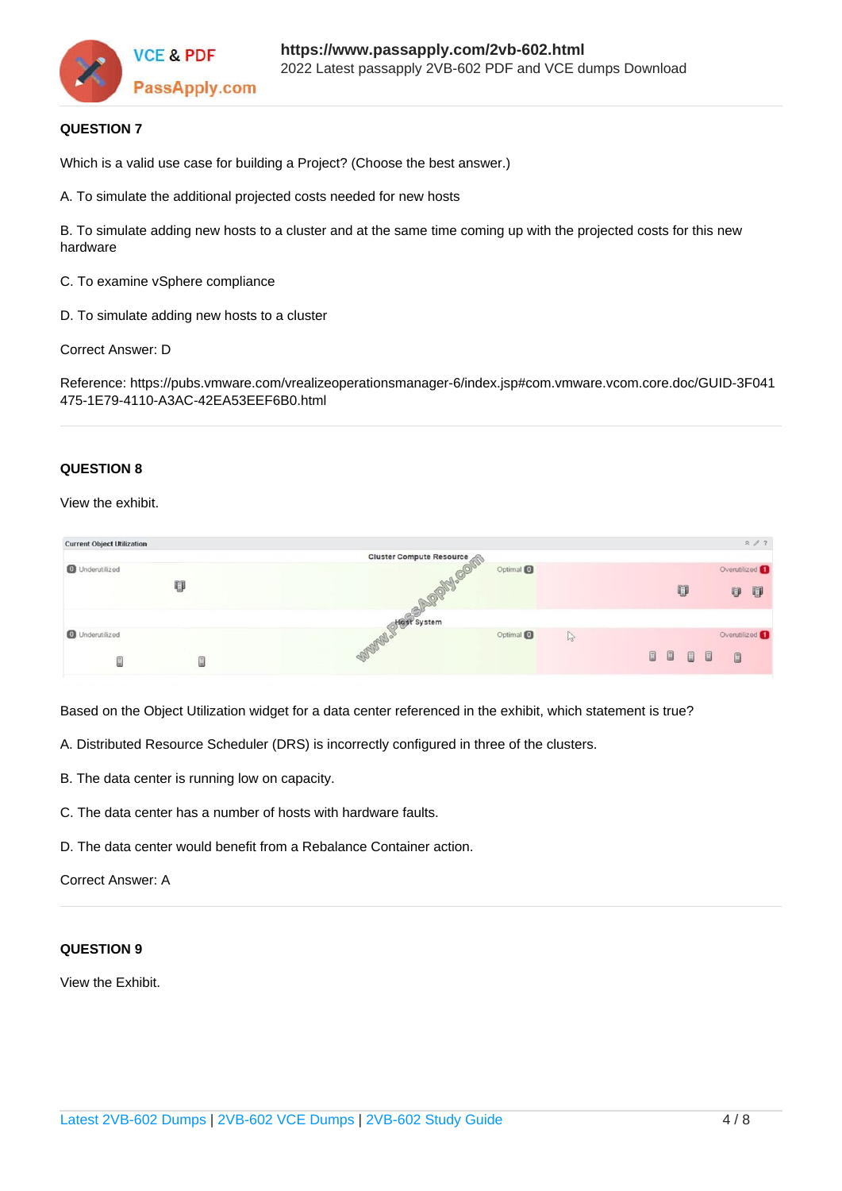**QUESTION 7**

Which is a valid use case for building a Project? (Choose the best answer.)

A. To simulate the additional projected costs needed for new hosts

B. To simulate adding new hosts to a cluster and at the same time coming up with the projected costs for this new hardware

C. To examine vSphere compliance

D. To simulate adding new hosts to a cluster

Correct Answer: D

Reference: https://pubs.vmware.com/vrealizeoperationsmanager-6/index.jsp#com.vmware.vcom.core.doc/GUID-3F041475-1E79-4110-A3AC-42EA53EEF6B0.html

**QUESTION 8**

View the exhibit.

Based on the Object Utilization widget for a data center referenced in the exhibit, which statement is true?

A. Distributed Resource Scheduler (DRS) is incorrectly configured in three of the clusters.

B. The data center is running low on capacity.

C. The data center has a number of hosts with hardware faults.

D. The data center would benefit from a Rebalance Container action.

Correct Answer: A

**QUESTION 9**

View the Exhibit.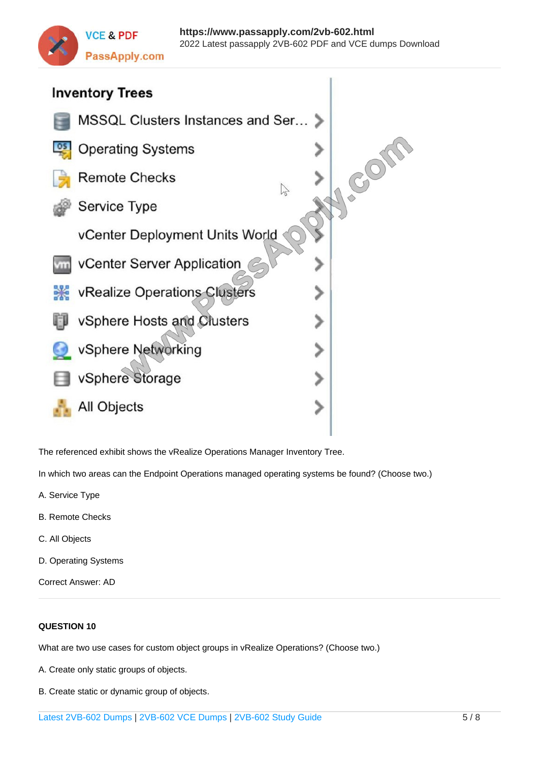Inventory Trees

- MSSQL Clusters Instances and Ser...
- Operating Systems
- Remote Checks
- Service Type
- vCenter Deployment Units World
- vCenter Server Application
- vRealize Operations Clusters
- vSphere Hosts and Clusters
- vSphere Networking
- vSphere Storage
- All Objects

The referenced exhibit shows the vRealize Operations Manager Inventory Tree.

In which two areas can the Endpoint Operations managed operating systems be found? (Choose two.)

A. Service Type

B. Remote Checks

C. All Objects

D. Operating Systems

Correct Answer: AD

---

**QUESTION 10**

What are two use cases for custom object groups in vRealize Operations? (Choose two.)

A. Create only static groups of objects.

B. Create static or dynamic group of objects.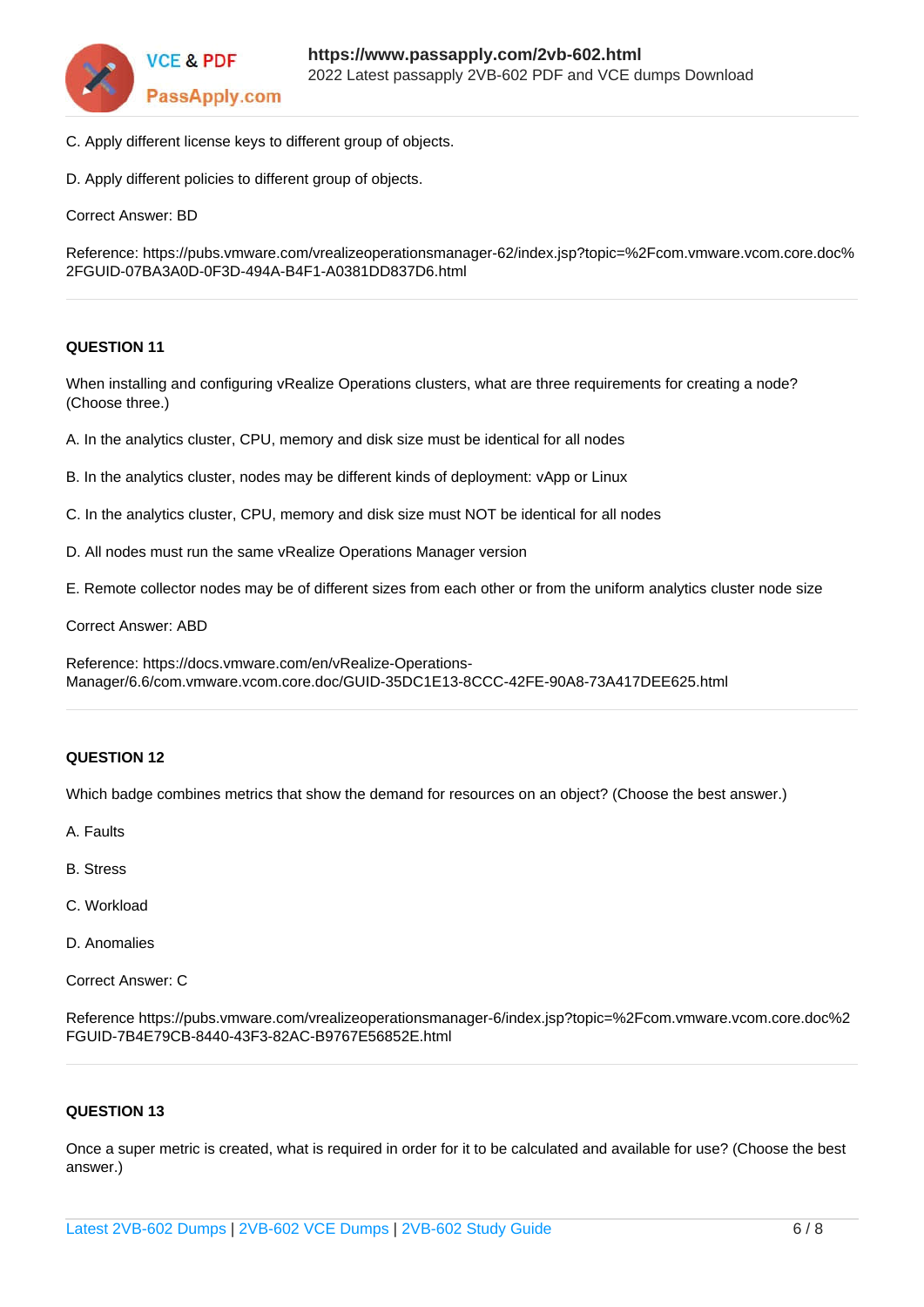C. Apply different license keys to different group of objects.

D. Apply different policies to different group of objects.

Correct Answer: BD

Reference: https://pubs.vmware.com/vrealizeoperationsmanager-62/index.jsp?topic=%2Fcom.vmware.vcom.core.doc%2FGUID-07BA3A0D-0F3D-494A-B4F1-A0381DD837D6.html

---

**QUESTION 11**

When installing and configuring vRealize Operations clusters, what are three requirements for creating a node? (Choose three.)

A. In the analytics cluster, CPU, memory and disk size must be identical for all nodes

B. In the analytics cluster, nodes may be different kinds of deployment: vApp or Linux

C. In the analytics cluster, CPU, memory and disk size must NOT be identical for all nodes

D. All nodes must run the same vRealize Operations Manager version

E. Remote collector nodes may be of different sizes from each other or from the uniform analytics cluster node size

Correct Answer: ABD

Reference: https://docs.vmware.com/en/vRealize-Operations-Manager/6.6/com.vmware.vcom.core.doc/GUID-35DC1E13-8CCC-42FE-90A8-73A417DEE625.html

---

**QUESTION 12**

Which badge combines metrics that show the demand for resources on an object? (Choose the best answer.)

A. Faults

B. Stress

C. Workload

D. Anomalies

Correct Answer: C

Reference https://pubs.vmware.com/vrealizeoperationsmanager-6/index.jsp?topic=%2Fcom.vmware.vcom.core.doc%2FGUID-7B4E79CB-8440-43F3-82AC-B9767E56852E.html

---

**QUESTION 13**

Once a super metric is created, what is required in order for it to be calculated and available for use? (Choose the best answer.)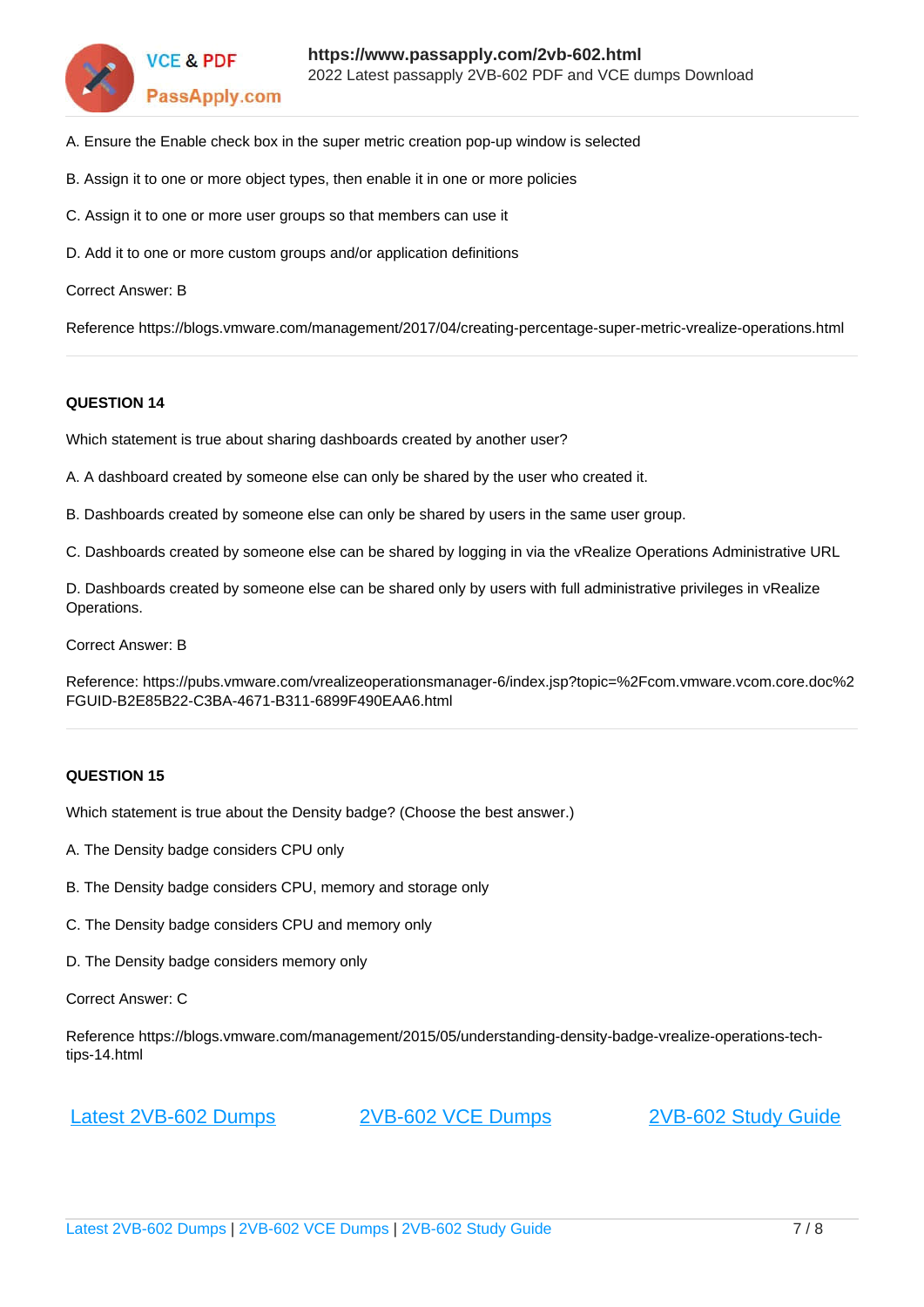A. Ensure the Enable check box in the super metric creation pop-up window is selected

B. Assign it to one or more object types, then enable it in one or more policies

C. Assign it to one or more user groups so that members can use it

D. Add it to one or more custom groups and/or application definitions

Correct Answer: B

Reference https://blogs.vmware.com/management/2017/04/creating-percentage-super-metric-vrealize-operations.html

**QUESTION 14**

Which statement is true about sharing dashboards created by another user?

A. A dashboard created by someone else can only be shared by the user who created it.

B. Dashboards created by someone else can only be shared by users in the same user group.

C. Dashboards created by someone else can be shared by logging in via the vRealize Operations Administrative URL

D. Dashboards created by someone else can be shared only by users with full administrative privileges in vRealize Operations.

Correct Answer: B

Reference: https://pubs.vmware.com/vrealizeoperationsmanager-6/index.jsp?topic=%2Fcom.vmware.vcom.core.doc%2FGUID-B2E85B22-C3BA-4671-B311-6899F490EAA6.html

**QUESTION 15**

Which statement is true about the Density badge? (Choose the best answer.)

A. The Density badge considers CPU only

B. The Density badge considers CPU, memory and storage only

C. The Density badge considers CPU and memory only

D. The Density badge considers memory only

Correct Answer: C

Reference https://blogs.vmware.com/management/2015/05/understanding-density-badge-vrealize-operations-tech-tips-14.html

Latest 2VB-602 Dumps | 2VB-602 VCE Dumps | 2VB-602 Study Guide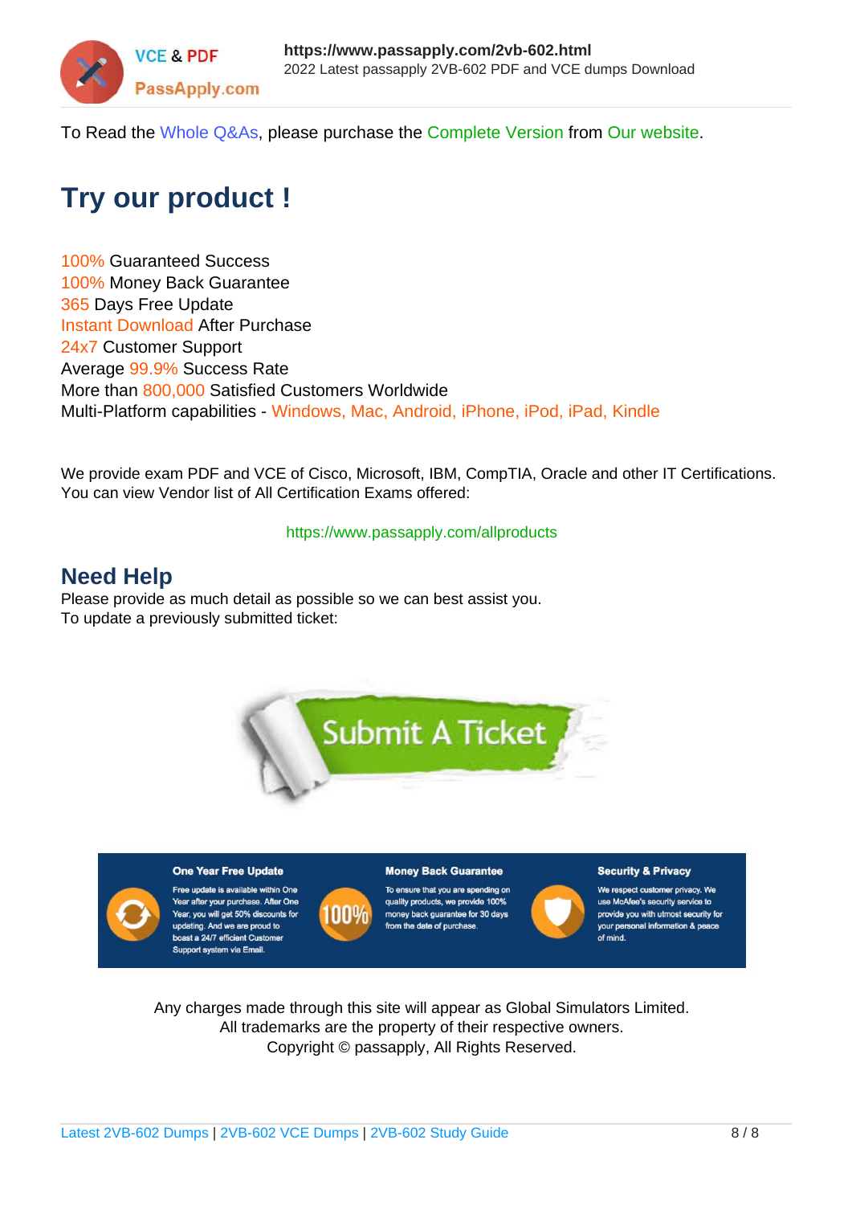To Read the Whole Q&As, please purchase the Complete Version from Our website.

# Try our product !

100% Guaranteed Success
100% Money Back Guarantee
365 Days Free Update
Instant Download After Purchase
24x7 Customer Support
Average 99.9% Success Rate
More than 800,000 Satisfied Customers Worldwide
Multi-Platform capabilities - Windows, Mac, Android, iPhone, iPod, iPad, Kindle

We provide exam PDF and VCE of Cisco, Microsoft, IBM, CompTIA, Oracle and other IT Certifications.
You can view Vendor list of All Certification Exams offered:

https://www.passapply.com/allproducts

## Need Help

Please provide as much detail as possible so we can best assist you.
To update a previously submitted ticket:

Submit A Ticket

**One Year Free Update**

Free update is available within One Year after your purchase. After One Year, you will get 50% discounts for updating. And we are proud to boast a 24/7 efficient Customer Support system via Email.

**Money Back Guarantee**

To ensure that you are spending on quality products, we provide 100% money back guarantee for 30 days from the date of purchase.

**Security & Privacy**

We respect customer privacy. We use McAfee's security service to provide you with utmost security for your personal information & peace of mind.

Any charges made through this site will appear as Global Simulators Limited.
All trademarks are the property of their respective owners.
Copyright © passapply, All Rights Reserved.